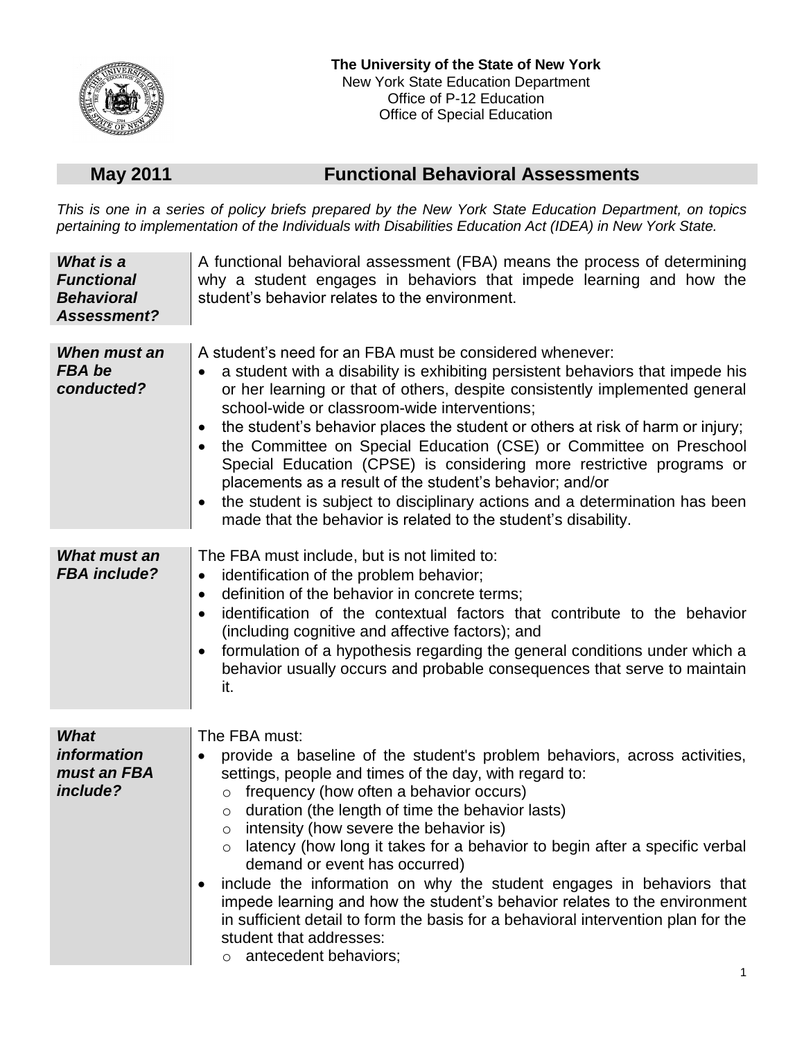**The University of the State of New York**
New York State Education Department
Office of P-12 Education
Office of Special Education

# May 2011 Functional Behavioral Assessments

*This is one in a series of policy briefs prepared by the New York State Education Department, on topics pertaining to implementation of the Individuals with Disabilities Education Act (IDEA) in New York State.*

### *What is a Functional Behavioral Assessment?*

A functional behavioral assessment (FBA) means the process of determining why a student engages in behaviors that impede learning and how the student's behavior relates to the environment.

### *When must an FBA be conducted?*

A student's need for an FBA must be considered whenever:

- a student with a disability is exhibiting persistent behaviors that impede his or her learning or that of others, despite consistently implemented general school-wide or classroom-wide interventions;
- the student's behavior places the student or others at risk of harm or injury;
- the Committee on Special Education (CSE) or Committee on Preschool Special Education (CPSE) is considering more restrictive programs or placements as a result of the student's behavior; and/or
- the student is subject to disciplinary actions and a determination has been made that the behavior is related to the student's disability.

### *What must an FBA include?*

The FBA must include, but is not limited to:

- identification of the problem behavior;
- definition of the behavior in concrete terms;
- identification of the contextual factors that contribute to the behavior (including cognitive and affective factors); and
- formulation of a hypothesis regarding the general conditions under which a behavior usually occurs and probable consequences that serve to maintain it.

### *What information must an FBA include?*

The FBA must:

- provide a baseline of the student's problem behaviors, across activities, settings, people and times of the day, with regard to:
  - frequency (how often a behavior occurs)
  - duration (the length of time the behavior lasts)
  - intensity (how severe the behavior is)
  - latency (how long it takes for a behavior to begin after a specific verbal demand or event has occurred)
- include the information on why the student engages in behaviors that impede learning and how the student's behavior relates to the environment in sufficient detail to form the basis for a behavioral intervention plan for the student that addresses:
  - antecedent behaviors;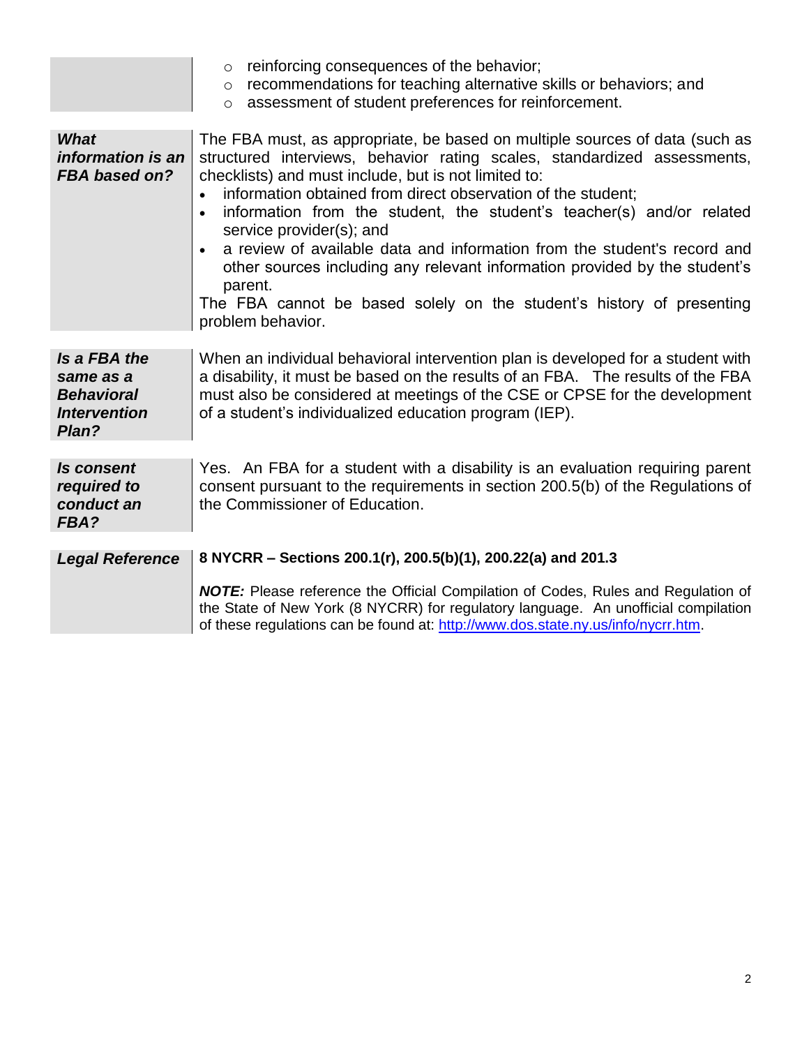| | |
|---|---|
| | ○ reinforcing consequences of the behavior;<br>○ recommendations for teaching alternative skills or behaviors; and<br>○ assessment of student preferences for reinforcement. |
| ***What information is an FBA based on?*** | The FBA must, as appropriate, be based on multiple sources of data (such as structured interviews, behavior rating scales, standardized assessments, checklists) and must include, but is not limited to:<br>• information obtained from direct observation of the student;<br>• information from the student, the student's teacher(s) and/or related service provider(s); and<br>• a review of available data and information from the student's record and other sources including any relevant information provided by the student's parent.<br>The FBA cannot be based solely on the student's history of presenting problem behavior. |
| ***Is a FBA the same as a Behavioral Intervention Plan?*** | When an individual behavioral intervention plan is developed for a student with a disability, it must be based on the results of an FBA. The results of the FBA must also be considered at meetings of the CSE or CPSE for the development of a student's individualized education program (IEP). |
| ***Is consent required to conduct an FBA?*** | Yes. An FBA for a student with a disability is an evaluation requiring parent consent pursuant to the requirements in section 200.5(b) of the Regulations of the Commissioner of Education. |
| ***Legal Reference*** | **8 NYCRR – Sections 200.1(r), 200.5(b)(1), 200.22(a) and 201.3**<br><br>***NOTE:*** Please reference the Official Compilation of Codes, Rules and Regulation of the State of New York (8 NYCRR) for regulatory language. An unofficial compilation of these regulations can be found at: http://www.dos.state.ny.us/info/nycrr.htm. |